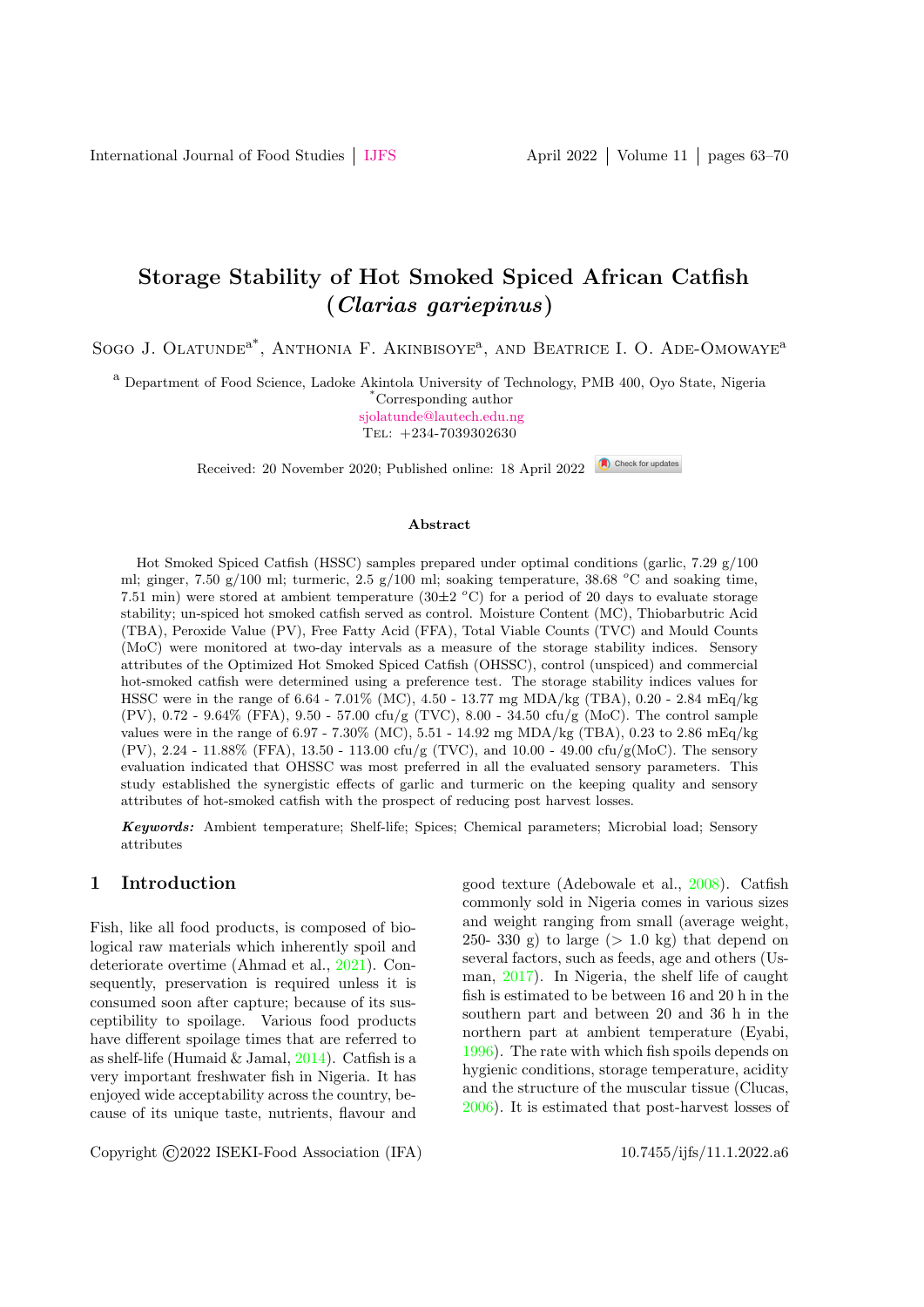# Storage Stability of Hot Smoked Spiced African Catfish (*Clarias gariepinus*)

Sogo J. Olatunde[a*], Anthonia F. Akinbisoye[a], and Beatrice I. O. Ade-Omowaye[a]

[a] Department of Food Science, Ladoke Akintola University of Technology, PMB 400, Oyo State, Nigeria
*Corresponding author
sjolatunde@lautech.edu.ng
Tel: +234-7039302630

Received: 20 November 2020; Published online: 18 April 2022

### Abstract

Hot Smoked Spiced Catfish (HSSC) samples prepared under optimal conditions (garlic, 7.29 g/100 ml; ginger, 7.50 g/100 ml; turmeric, 2.5 g/100 ml; soaking temperature, 38.68 $^{o}$C and soaking time, 7.51 min) were stored at ambient temperature (30±2 $^{o}$C) for a period of 20 days to evaluate storage stability; un-spiced hot smoked catfish served as control. Moisture Content (MC), Thiobarbutric Acid (TBA), Peroxide Value (PV), Free Fatty Acid (FFA), Total Viable Counts (TVC) and Mould Counts (MoC) were monitored at two-day intervals as a measure of the storage stability indices. Sensory attributes of the Optimized Hot Smoked Spiced Catfish (OHSSC), control (unspiced) and commercial hot-smoked catfish were determined using a preference test. The storage stability indices values for HSSC were in the range of 6.64 - 7.01% (MC), 4.50 - 13.77 mg MDA/kg (TBA), 0.20 - 2.84 mEq/kg (PV), 0.72 - 9.64% (FFA), 9.50 - 57.00 cfu/g (TVC), 8.00 - 34.50 cfu/g (MoC). The control sample values were in the range of 6.97 - 7.30% (MC), 5.51 - 14.92 mg MDA/kg (TBA), 0.23 to 2.86 mEq/kg (PV), 2.24 - 11.88% (FFA), 13.50 - 113.00 cfu/g (TVC), and 10.00 - 49.00 cfu/g(MoC). The sensory evaluation indicated that OHSSC was most preferred in all the evaluated sensory parameters. This study established the synergistic effects of garlic and turmeric on the keeping quality and sensory attributes of hot-smoked catfish with the prospect of reducing post harvest losses.

***Keywords:*** Ambient temperature; Shelf-life; Spices; Chemical parameters; Microbial load; Sensory attributes

## 1 Introduction

Fish, like all food products, is composed of biological raw materials which inherently spoil and deteriorate overtime (Ahmad et al., 2021). Consequently, preservation is required unless it is consumed soon after capture; because of its susceptibility to spoilage. Various food products have different spoilage times that are referred to as shelf-life (Humaid & Jamal, 2014). Catfish is a very important freshwater fish in Nigeria. It has enjoyed wide acceptability across the country, because of its unique taste, nutrients, flavour and good texture (Adebowale et al., 2008). Catfish commonly sold in Nigeria comes in various sizes and weight ranging from small (average weight, 250- 330 g) to large (> 1.0 kg) that depend on several factors, such as feeds, age and others (Usman, 2017). In Nigeria, the shelf life of caught fish is estimated to be between 16 and 20 h in the southern part and between 20 and 36 h in the northern part at ambient temperature (Eyabi, 1996). The rate with which fish spoils depends on hygienic conditions, storage temperature, acidity and the structure of the muscular tissue (Clucas, 2006). It is estimated that post-harvest losses of

Copyright ©2022 ISEKI-Food Association (IFA) 10.7455/ijfs/11.1.2022.a6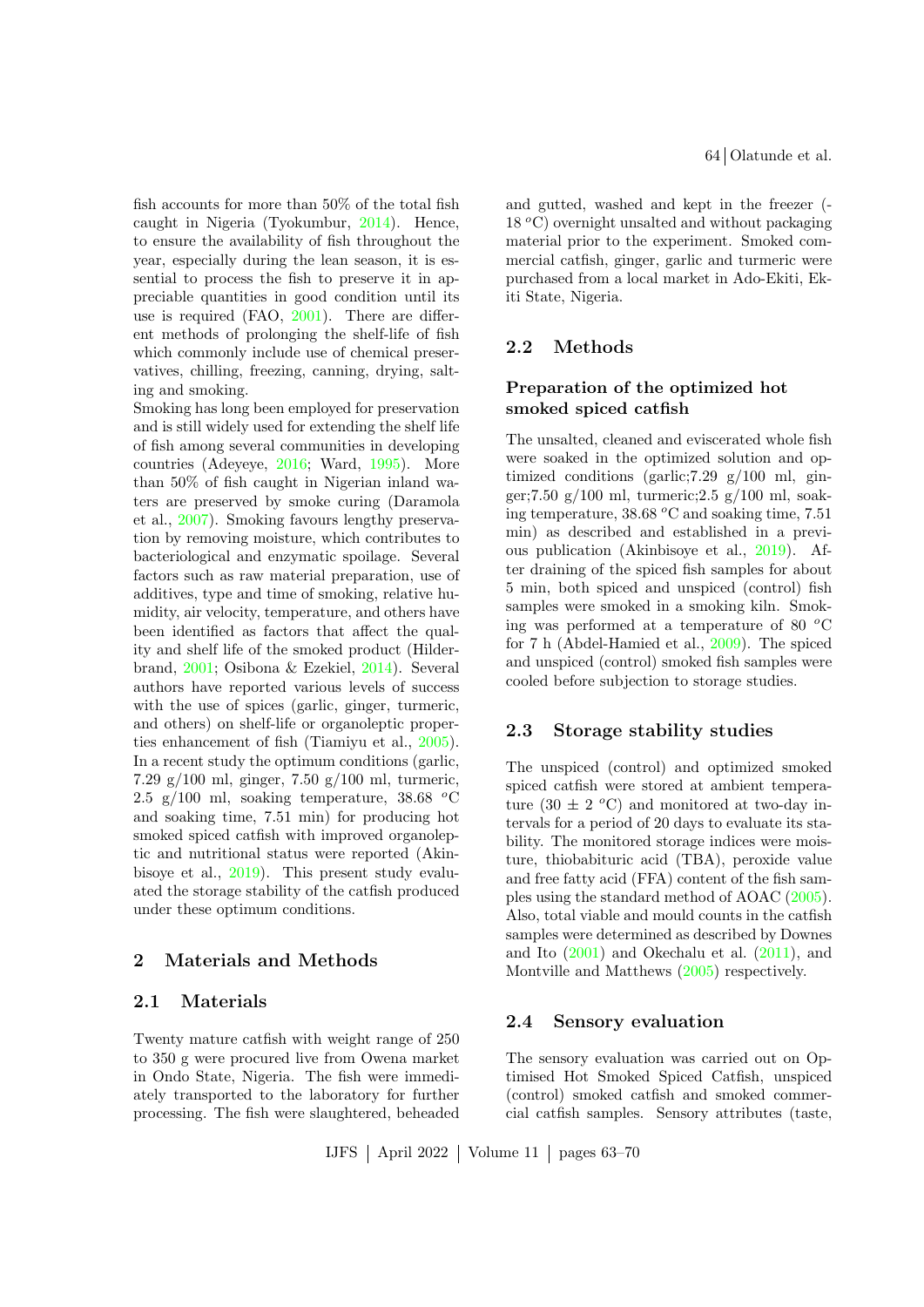fish accounts for more than 50% of the total fish caught in Nigeria (Tyokumbur, 2014). Hence, to ensure the availability of fish throughout the year, especially during the lean season, it is essential to process the fish to preserve it in appreciable quantities in good condition until its use is required (FAO, 2001). There are different methods of prolonging the shelf-life of fish which commonly include use of chemical preservatives, chilling, freezing, canning, drying, salting and smoking.

Smoking has long been employed for preservation and is still widely used for extending the shelf life of fish among several communities in developing countries (Adeyeye, 2016; Ward, 1995). More than 50% of fish caught in Nigerian inland waters are preserved by smoke curing (Daramola et al., 2007). Smoking favours lengthy preservation by removing moisture, which contributes to bacteriological and enzymatic spoilage. Several factors such as raw material preparation, use of additives, type and time of smoking, relative humidity, air velocity, temperature, and others have been identified as factors that affect the quality and shelf life of the smoked product (Hilderbrand, 2001; Osibona & Ezekiel, 2014). Several authors have reported various levels of success with the use of spices (garlic, ginger, turmeric, and others) on shelf-life or organoleptic properties enhancement of fish (Tiamiyu et al., 2005). In a recent study the optimum conditions (garlic, 7.29 g/100 ml, ginger, 7.50 g/100 ml, turmeric, 2.5 g/100 ml, soaking temperature, 38.68 $^oC$ and soaking time, 7.51 min) for producing hot smoked spiced catfish with improved organoleptic and nutritional status were reported (Akinbisoye et al., 2019). This present study evaluated the storage stability of the catfish produced under these optimum conditions.

## 2 Materials and Methods

### 2.1 Materials

Twenty mature catfish with weight range of 250 to 350 g were procured live from Owena market in Ondo State, Nigeria. The fish were immediately transported to the laboratory for further processing. The fish were slaughtered, beheaded and gutted, washed and kept in the freezer (-18 $^oC$) overnight unsalted and without packaging material prior to the experiment. Smoked commercial catfish, ginger, garlic and turmeric were purchased from a local market in Ado-Ekiti, Ekiti State, Nigeria.

### 2.2 Methods

#### Preparation of the optimized hot smoked spiced catfish

The unsalted, cleaned and eviscerated whole fish were soaked in the optimized solution and optimized conditions (garlic;7.29 g/100 ml, ginger;7.50 g/100 ml, turmeric;2.5 g/100 ml, soaking temperature, 38.68 $^oC$ and soaking time, 7.51 min) as described and established in a previous publication (Akinbisoye et al., 2019). After draining of the spiced fish samples for about 5 min, both spiced and unspiced (control) fish samples were smoked in a smoking kiln. Smoking was performed at a temperature of 80 $^oC$ for 7 h (Abdel-Hamied et al., 2009). The spiced and unspiced (control) smoked fish samples were cooled before subjection to storage studies.

### 2.3 Storage stability studies

The unspiced (control) and optimized smoked spiced catfish were stored at ambient temperature (30 $\pm$ 2 $^oC$) and monitored at two-day intervals for a period of 20 days to evaluate its stability. The monitored storage indices were moisture, thiobabituric acid (TBA), peroxide value and free fatty acid (FFA) content of the fish samples using the standard method of AOAC (2005). Also, total viable and mould counts in the catfish samples were determined as described by Downes and Ito (2001) and Okechalu et al. (2011), and Montville and Matthews (2005) respectively.

### 2.4 Sensory evaluation

The sensory evaluation was carried out on Optimised Hot Smoked Spiced Catfish, unspiced (control) smoked catfish and smoked commercial catfish samples. Sensory attributes (taste,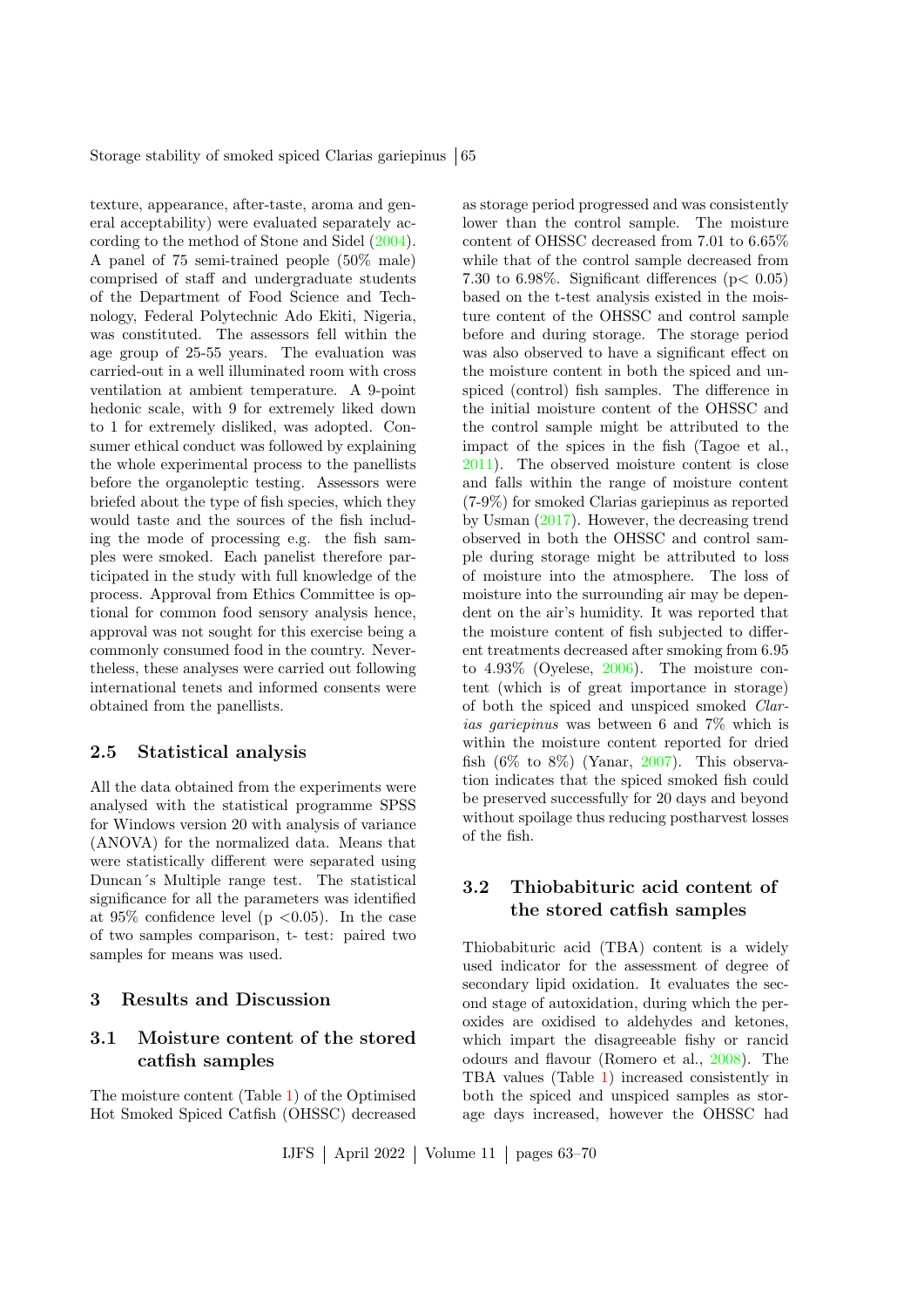texture, appearance, after-taste, aroma and general acceptability) were evaluated separately according to the method of Stone and Sidel (2004). A panel of 75 semi-trained people (50% male) comprised of staff and undergraduate students of the Department of Food Science and Technology, Federal Polytechnic Ado Ekiti, Nigeria, was constituted. The assessors fell within the age group of 25-55 years. The evaluation was carried-out in a well illuminated room with cross ventilation at ambient temperature. A 9-point hedonic scale, with 9 for extremely liked down to 1 for extremely disliked, was adopted. Consumer ethical conduct was followed by explaining the whole experimental process to the panellists before the organoleptic testing. Assessors were briefed about the type of fish species, which they would taste and the sources of the fish including the mode of processing e.g. the fish samples were smoked. Each panelist therefore participated in the study with full knowledge of the process. Approval from Ethics Committee is optional for common food sensory analysis hence, approval was not sought for this exercise being a commonly consumed food in the country. Nevertheless, these analyses were carried out following international tenets and informed consents were obtained from the panellists.

### 2.5 Statistical analysis

All the data obtained from the experiments were analysed with the statistical programme SPSS for Windows version 20 with analysis of variance (ANOVA) for the normalized data. Means that were statistically different were separated using Duncan´s Multiple range test. The statistical significance for all the parameters was identified at 95% confidence level ($p < 0.05$). In the case of two samples comparison, t- test: paired two samples for means was used.

## 3 Results and Discussion

### 3.1 Moisture content of the stored catfish samples

The moisture content (Table 1) of the Optimised Hot Smoked Spiced Catfish (OHSSC) decreased as storage period progressed and was consistently lower than the control sample. The moisture content of OHSSC decreased from 7.01 to 6.65% while that of the control sample decreased from 7.30 to 6.98%. Significant differences ($p < 0.05$) based on the t-test analysis existed in the moisture content of the OHSSC and control sample before and during storage. The storage period was also observed to have a significant effect on the moisture content in both the spiced and unspiced (control) fish samples. The difference in the initial moisture content of the OHSSC and the control sample might be attributed to the impact of the spices in the fish (Tagoe et al., 2011). The observed moisture content is close and falls within the range of moisture content (7-9%) for smoked Clarias gariepinus as reported by Usman (2017). However, the decreasing trend observed in both the OHSSC and control sample during storage might be attributed to loss of moisture into the atmosphere. The loss of moisture into the surrounding air may be dependent on the air's humidity. It was reported that the moisture content of fish subjected to different treatments decreased after smoking from 6.95 to 4.93% (Oyelese, 2006). The moisture content (which is of great importance in storage) of both the spiced and unspiced smoked *Clarias gariepinus* was between 6 and 7% which is within the moisture content reported for dried fish (6% to 8%) (Yanar, 2007). This observation indicates that the spiced smoked fish could be preserved successfully for 20 days and beyond without spoilage thus reducing postharvest losses of the fish.

### 3.2 Thiobabituric acid content of the stored catfish samples

Thiobabituric acid (TBA) content is a widely used indicator for the assessment of degree of secondary lipid oxidation. It evaluates the second stage of autoxidation, during which the peroxides are oxidised to aldehydes and ketones, which impart the disagreeable fishy or rancid odours and flavour (Romero et al., 2008). The TBA values (Table 1) increased consistently in both the spiced and unspiced samples as storage days increased, however the OHSSC had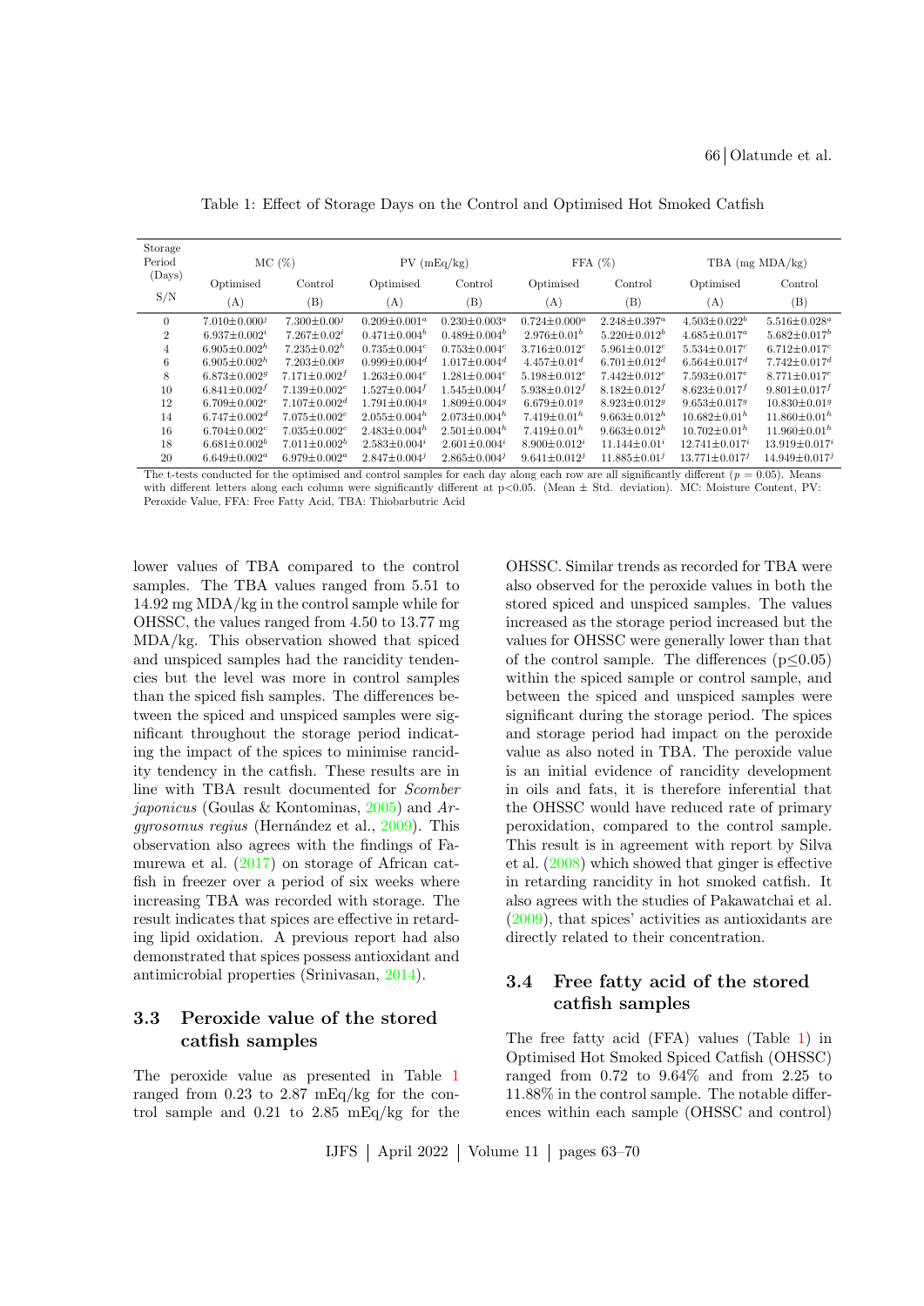Table 1: Effect of Storage Days on the Control and Optimised Hot Smoked Catfish

| Storage Period (Days) | MC (%) | | PV (mEq/kg) | | FFA (%) | | TBA (mg MDA/kg) | |
|---|---|---|---|---|---|---|---|---|
| S/N | Optimised (A) | Control (B) | Optimised (A) | Control (B) | Optimised (A) | Control (B) | Optimised (A) | Control (B) |
| 0 | 7.010±0.000$^{j}$ | 7.300±0.00$^{j}$ | 0.209±0.001$^{a}$ | 0.230±0.003$^{a}$ | 0.724±0.000$^{a}$ | 2.248±0.397$^{a}$ | 4.503±0.022$^{b}$ | 5.516±0.028$^{a}$ |
| 2 | 6.937±0.002$^{i}$ | 7.267±0.02$^{i}$ | 0.471±0.004$^{b}$ | 0.489±0.004$^{b}$ | 2.976±0.01$^{b}$ | 5.220±0.012$^{b}$ | 4.685±0.017$^{a}$ | 5.682±0.017$^{b}$ |
| 4 | 6.905±0.002$^{h}$ | 7.235±0.02$^{h}$ | 0.735±0.004$^{c}$ | 0.753±0.004$^{c}$ | 3.716±0.012$^{c}$ | 5.961±0.012$^{c}$ | 5.534±0.017$^{c}$ | 6.712±0.017$^{c}$ |
| 6 | 6.905±0.002$^{h}$ | 7.203±0.00$^{g}$ | 0.999±0.004$^{d}$ | 1.017±0.004$^{d}$ | 4.457±0.01$^{d}$ | 6.701±0.012$^{d}$ | 6.564±0.017$^{d}$ | 7.742±0.017$^{d}$ |
| 8 | 6.873±0.002$^{g}$ | 7.171±0.002$^{f}$ | 1.263±0.004$^{e}$ | 1.281±0.004$^{e}$ | 5.198±0.012$^{e}$ | 7.442±0.012$^{e}$ | 7.593±0.017$^{e}$ | 8.771±0.017$^{e}$ |
| 10 | 6.841±0.002$^{f}$ | 7.139±0.002$^{e}$ | 1.527±0.004$^{f}$ | 1.545±0.004$^{f}$ | 5.938±0.012$^{f}$ | 8.182±0.012$^{f}$ | 8.623±0.017$^{f}$ | 9.801±0.017$^{f}$ |
| 12 | 6.709±0.002$^{e}$ | 7.107±0.002$^{d}$ | 1.791±0.004$^{g}$ | 1.809±0.004$^{g}$ | 6.679±0.01$^{g}$ | 8.923±0.012$^{g}$ | 9.653±0.017$^{g}$ | 10.830±0.01$^{g}$ |
| 14 | 6.747±0.002$^{d}$ | 7.075±0.002$^{c}$ | 2.055±0.004$^{h}$ | 2.073±0.004$^{h}$ | 7.419±0.01$^{h}$ | 9.663±0.012$^{h}$ | 10.682±0.01$^{h}$ | 11.860±0.01$^{h}$ |
| 16 | 6.704±0.002$^{c}$ | 7.035±0.002$^{c}$ | 2.483±0.004$^{h}$ | 2.501±0.004$^{h}$ | 7.419±0.01$^{h}$ | 9.663±0.012$^{h}$ | 10.702±0.01$^{h}$ | 11.960±0.01$^{h}$ |
| 18 | 6.681±0.002$^{b}$ | 7.011±0.002$^{b}$ | 2.583±0.004$^{i}$ | 2.601±0.004$^{i}$ | 8.900±0.012$^{i}$ | 11.144±0.01$^{i}$ | 12.741±0.017$^{i}$ | 13.919±0.017$^{i}$ |
| 20 | 6.649±0.002$^{a}$ | 6.979±0.002$^{a}$ | 2.847±0.004$^{j}$ | 2.865±0.004$^{j}$ | 9.641±0.012$^{j}$ | 11.885±0.01$^{j}$ | 13.771±0.017$^{j}$ | 14.949±0.017$^{j}$ |

The t-tests conducted for the optimised and control samples for each day along each row are all significantly different ($p = 0.05$). Means with different letters along each column were significantly different at $p<0.05$. (Mean ± Std. deviation). MC: Moisture Content, PV: Peroxide Value, FFA: Free Fatty Acid, TBA: Thiobarbutric Acid

lower values of TBA compared to the control samples. The TBA values ranged from 5.51 to 14.92 mg MDA/kg in the control sample while for OHSSC, the values ranged from 4.50 to 13.77 mg MDA/kg. This observation showed that spiced and unspiced samples had the rancidity tendencies but the level was more in control samples than the spiced fish samples. The differences between the spiced and unspiced samples were significant throughout the storage period indicating the impact of the spices to minimise rancidity tendency in the catfish. These results are in line with TBA result documented for *Scomber japonicus* (Goulas & Kontominas, 2005) and *Argyrosomus regius* (Hernández et al., 2009). This observation also agrees with the findings of Famurewa et al. (2017) on storage of African catfish in freezer over a period of six weeks where increasing TBA was recorded with storage. The result indicates that spices are effective in retarding lipid oxidation. A previous report had also demonstrated that spices possess antioxidant and antimicrobial properties (Srinivasan, 2014).

## 3.3 Peroxide value of the stored catfish samples

The peroxide value as presented in Table 1 ranged from 0.23 to 2.87 mEq/kg for the control sample and 0.21 to 2.85 mEq/kg for the OHSSC. Similar trends as recorded for TBA were also observed for the peroxide values in both the stored spiced and unspiced samples. The values increased as the storage period increased but the values for OHSSC were generally lower than that of the control sample. The differences ($p\leq 0.05$) within the spiced sample or control sample, and between the spiced and unspiced samples were significant during the storage period. The spices and storage period had impact on the peroxide value as also noted in TBA. The peroxide value is an initial evidence of rancidity development in oils and fats, it is therefore inferential that the OHSSC would have reduced rate of primary peroxidation, compared to the control sample. This result is in agreement with report by Silva et al. (2008) which showed that ginger is effective in retarding rancidity in hot smoked catfish. It also agrees with the studies of Pakawatchai et al. (2009), that spices' activities as antioxidants are directly related to their concentration.

## 3.4 Free fatty acid of the stored catfish samples

The free fatty acid (FFA) values (Table 1) in Optimised Hot Smoked Spiced Catfish (OHSSC) ranged from 0.72 to 9.64% and from 2.25 to 11.88% in the control sample. The notable differences within each sample (OHSSC and control)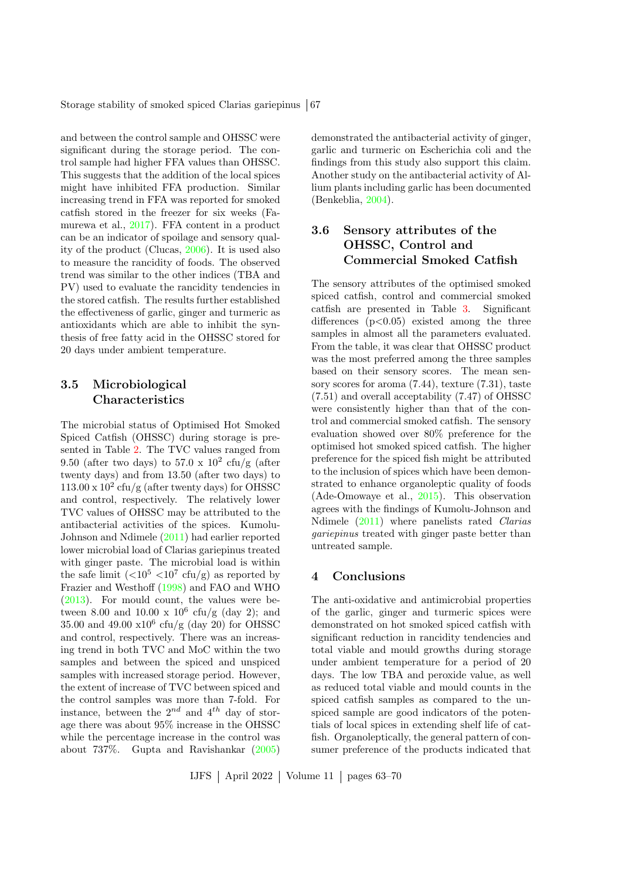and between the control sample and OHSSC were significant during the storage period. The control sample had higher FFA values than OHSSC. This suggests that the addition of the local spices might have inhibited FFA production. Similar increasing trend in FFA was reported for smoked catfish stored in the freezer for six weeks (Famurewa et al., 2017). FFA content in a product can be an indicator of spoilage and sensory quality of the product (Clucas, 2006). It is used also to measure the rancidity of foods. The observed trend was similar to the other indices (TBA and PV) used to evaluate the rancidity tendencies in the stored catfish. The results further established the effectiveness of garlic, ginger and turmeric as antioxidants which are able to inhibit the synthesis of free fatty acid in the OHSSC stored for 20 days under ambient temperature.

## 3.5 Microbiological Characteristics

The microbial status of Optimised Hot Smoked Spiced Catfish (OHSSC) during storage is presented in Table 2. The TVC values ranged from 9.50 (after two days) to 57.0 x $10^2$ cfu/g (after twenty days) and from 13.50 (after two days) to 113.00 x $10^2$ cfu/g (after twenty days) for OHSSC and control, respectively. The relatively lower TVC values of OHSSC may be attributed to the antibacterial activities of the spices. Kumolu-Johnson and Ndimele (2011) had earlier reported lower microbial load of Clarias gariepinus treated with ginger paste. The microbial load is within the safe limit ($<10^5$ $<10^7$ cfu/g) as reported by Frazier and Westhoff (1998) and FAO and WHO (2013). For mould count, the values were between 8.00 and 10.00 x $10^6$ cfu/g (day 2); and 35.00 and 49.00 x$10^6$ cfu/g (day 20) for OHSSC and control, respectively. There was an increasing trend in both TVC and MoC within the two samples and between the spiced and unspiced samples with increased storage period. However, the extent of increase of TVC between spiced and the control samples was more than 7-fold. For instance, between the $2^{nd}$ and $4^{th}$ day of storage there was about 95% increase in the OHSSC while the percentage increase in the control was about 737%. Gupta and Ravishankar (2005) demonstrated the antibacterial activity of ginger, garlic and turmeric on Escherichia coli and the findings from this study also support this claim. Another study on the antibacterial activity of Allium plants including garlic has been documented (Benkeblia, 2004).

## 3.6 Sensory attributes of the OHSSC, Control and Commercial Smoked Catfish

The sensory attributes of the optimised smoked spiced catfish, control and commercial smoked catfish are presented in Table 3. Significant differences ($p<0.05$) existed among the three samples in almost all the parameters evaluated. From the table, it was clear that OHSSC product was the most preferred among the three samples based on their sensory scores. The mean sensory scores for aroma (7.44), texture (7.31), taste (7.51) and overall acceptability (7.47) of OHSSC were consistently higher than that of the control and commercial smoked catfish. The sensory evaluation showed over 80% preference for the optimised hot smoked spiced catfish. The higher preference for the spiced fish might be attributed to the inclusion of spices which have been demonstrated to enhance organoleptic quality of foods (Ade-Omowaye et al., 2015). This observation agrees with the findings of Kumolu-Johnson and Ndimele (2011) where panelists rated *Clarias gariepinus* treated with ginger paste better than untreated sample.

# 4 Conclusions

The anti-oxidative and antimicrobial properties of the garlic, ginger and turmeric spices were demonstrated on hot smoked spiced catfish with significant reduction in rancidity tendencies and total viable and mould growths during storage under ambient temperature for a period of 20 days. The low TBA and peroxide value, as well as reduced total viable and mould counts in the spiced catfish samples as compared to the unspiced sample are good indicators of the potentials of local spices in extending shelf life of catfish. Organoleptically, the general pattern of consumer preference of the products indicated that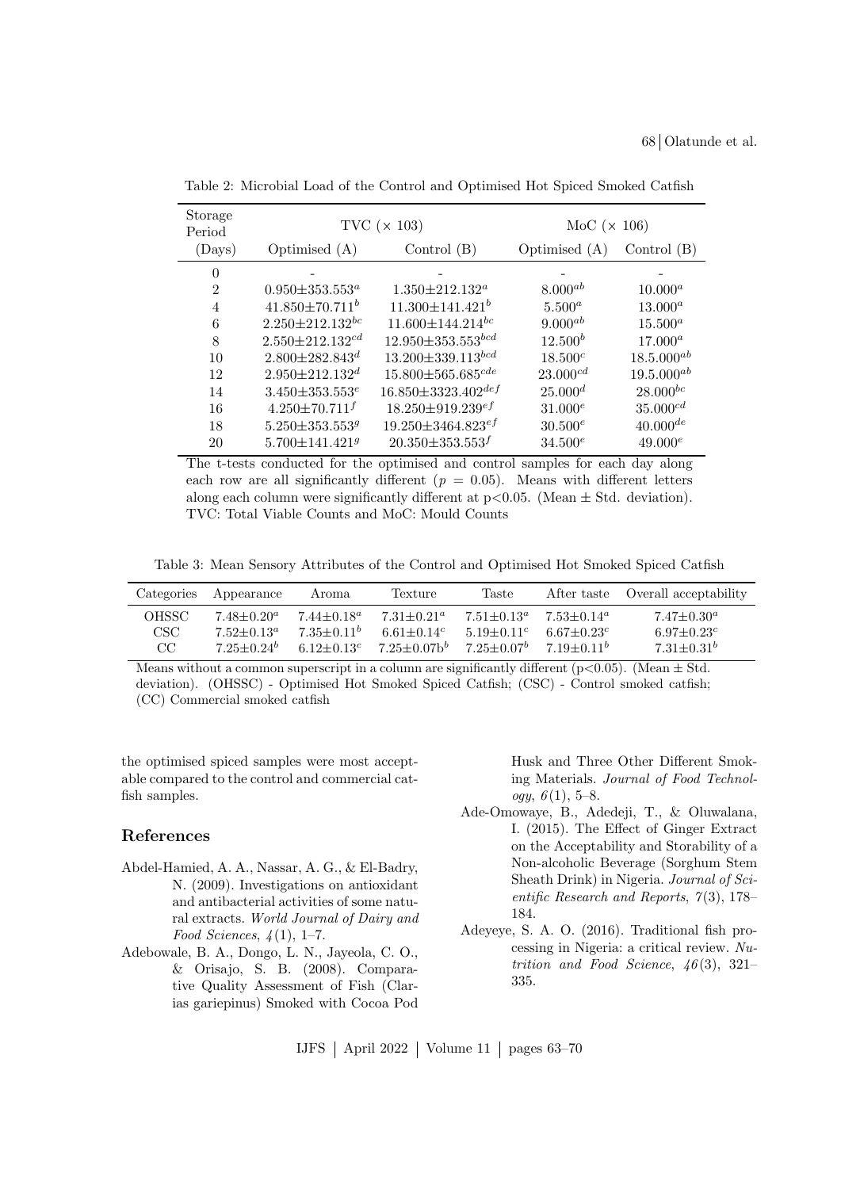Table 2: Microbial Load of the Control and Optimised Hot Spiced Smoked Catfish

| Storage Period | TVC (× 103) | | MoC (× 106) | |
|---|---|---|---|---|
| (Days) | Optimised (A) | Control (B) | Optimised (A) | Control (B) |
| 0 | - | - | - | - |
| 2 | $0.950{\pm}353.553^{a}$ | $1.350{\pm}212.132^{a}$ | $8.000^{ab}$ | $10.000^{a}$ |
| 4 | $41.850{\pm}70.711^{b}$ | $11.300{\pm}141.421^{b}$ | $5.500^{a}$ | $13.000^{a}$ |
| 6 | $2.250{\pm}212.132^{bc}$ | $11.600{\pm}144.214^{bc}$ | $9.000^{ab}$ | $15.500^{a}$ |
| 8 | $2.550{\pm}212.132^{cd}$ | $12.950{\pm}353.553^{bcd}$ | $12.500^{b}$ | $17.000^{a}$ |
| 10 | $2.800{\pm}282.843^{d}$ | $13.200{\pm}339.113^{bcd}$ | $18.500^{c}$ | $18.5.000^{ab}$ |
| 12 | $2.950{\pm}212.132^{d}$ | $15.800{\pm}565.685^{cde}$ | $23.000^{cd}$ | $19.5.000^{ab}$ |
| 14 | $3.450{\pm}353.553^{e}$ | $16.850{\pm}3323.402^{def}$ | $25.000^{d}$ | $28.000^{bc}$ |
| 16 | $4.250{\pm}70.711^{f}$ | $18.250{\pm}919.239^{ef}$ | $31.000^{e}$ | $35.000^{cd}$ |
| 18 | $5.250{\pm}353.553^{g}$ | $19.250{\pm}3464.823^{ef}$ | $30.500^{e}$ | $40.000^{de}$ |
| 20 | $5.700{\pm}141.421^{g}$ | $20.350{\pm}353.553^{f}$ | $34.500^{e}$ | $49.000^{e}$ |

The t-tests conducted for the optimised and control samples for each day along each row are all significantly different ($p = 0.05$). Means with different letters along each column were significantly different at $p<0.05$. (Mean ± Std. deviation). TVC: Total Viable Counts and MoC: Mould Counts

Table 3: Mean Sensory Attributes of the Control and Optimised Hot Smoked Spiced Catfish

| Categories | Appearance | Aroma | Texture | Taste | After taste | Overall acceptability |
|---|---|---|---|---|---|---|
| OHSSC | $7.48{\pm}0.20^{a}$ | $7.44{\pm}0.18^{a}$ | $7.31{\pm}0.21^{a}$ | $7.51{\pm}0.13^{a}$ | $7.53{\pm}0.14^{a}$ | $7.47{\pm}0.30^{a}$ |
| CSC | $7.52{\pm}0.13^{a}$ | $7.35{\pm}0.11^{b}$ | $6.61{\pm}0.14^{c}$ | $5.19{\pm}0.11^{c}$ | $6.67{\pm}0.23^{c}$ | $6.97{\pm}0.23^{c}$ |
| CC | $7.25{\pm}0.24^{b}$ | $6.12{\pm}0.13^{c}$ | $7.25{\pm}0.07\mathrm{b}^{b}$ | $7.25{\pm}0.07^{b}$ | $7.19{\pm}0.11^{b}$ | $7.31{\pm}0.31^{b}$ |

Means without a common superscript in a column are significantly different ($p<0.05$). (Mean ± Std. deviation). (OHSSC) - Optimised Hot Smoked Spiced Catfish; (CSC) - Control smoked catfish; (CC) Commercial smoked catfish

the optimised spiced samples were most acceptable compared to the control and commercial catfish samples.

## References

Abdel-Hamied, A. A., Nassar, A. G., & El-Badry, N. (2009). Investigations on antioxidant and antibacterial activities of some natural extracts. *World Journal of Dairy and Food Sciences*, *4*(1), 1–7.

Adebowale, B. A., Dongo, L. N., Jayeola, C. O., & Orisajo, S. B. (2008). Comparative Quality Assessment of Fish (Clarias gariepinus) Smoked with Cocoa Pod Husk and Three Other Different Smoking Materials. *Journal of Food Technology*, *6*(1), 5–8.

Ade-Omowaye, B., Adedeji, T., & Oluwalana, I. (2015). The Effect of Ginger Extract on the Acceptability and Storability of a Non-alcoholic Beverage (Sorghum Stem Sheath Drink) in Nigeria. *Journal of Scientific Research and Reports*, *7*(3), 178–184.

Adeyeye, S. A. O. (2016). Traditional fish processing in Nigeria: a critical review. *Nutrition and Food Science*, *46*(3), 321–335.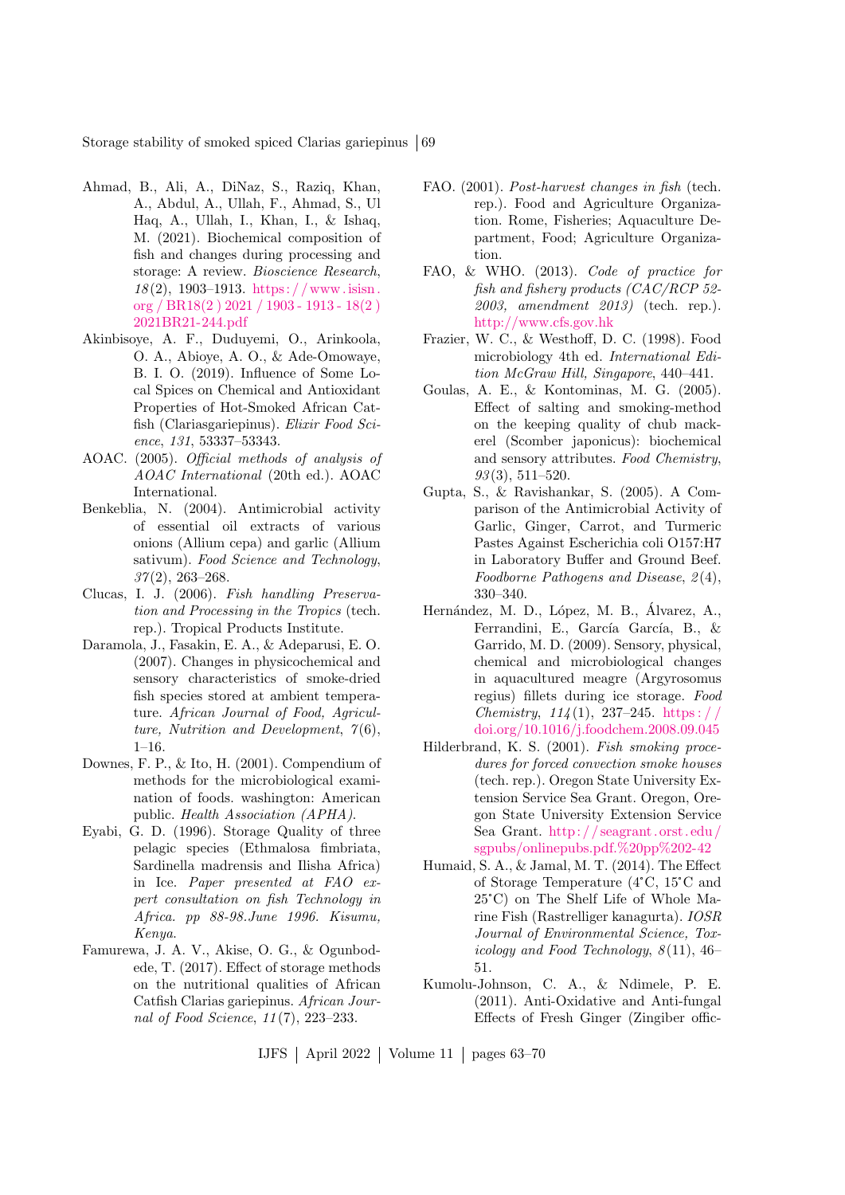Ahmad, B., Ali, A., DiNaz, S., Raziq, Khan, A., Abdul, A., Ullah, F., Ahmad, S., Ul Haq, A., Ullah, I., Khan, I., & Ishaq, M. (2021). Biochemical composition of fish and changes during processing and storage: A review. *Bioscience Research*, *18*(2), 1903–1913. https://www.isisn.org/BR18(2)2021/1903-1913-18(2)2021BR21-244.pdf

Akinbisoye, A. F., Duduyemi, O., Arinkoola, O. A., Abioye, A. O., & Ade-Omowaye, B. I. O. (2019). Influence of Some Local Spices on Chemical and Antioxidant Properties of Hot-Smoked African Catfish (Clariasgariepinus). *Elixir Food Science*, *131*, 53337–53343.

AOAC. (2005). *Official methods of analysis of AOAC International* (20th ed.). AOAC International.

Benkeblia, N. (2004). Antimicrobial activity of essential oil extracts of various onions (Allium cepa) and garlic (Allium sativum). *Food Science and Technology*, *37*(2), 263–268.

Clucas, I. J. (2006). *Fish handling Preservation and Processing in the Tropics* (tech. rep.). Tropical Products Institute.

Daramola, J., Fasakin, E. A., & Adeparusi, E. O. (2007). Changes in physicochemical and sensory characteristics of smoke-dried fish species stored at ambient temperature. *African Journal of Food, Agriculture, Nutrition and Development*, *7*(6), 1–16.

Downes, F. P., & Ito, H. (2001). Compendium of methods for the microbiological examination of foods. washington: American public. *Health Association (APHA)*.

Eyabi, G. D. (1996). Storage Quality of three pelagic species (Ethmalosa fimbriata, Sardinella madrensis and Ilisha Africa) in Ice. *Paper presented at FAO expert consultation on fish Technology in Africa. pp 88-98.June 1996. Kisumu, Kenya.*

Famurewa, J. A. V., Akise, O. G., & Ogunbodede, T. (2017). Effect of storage methods on the nutritional qualities of African Catfish Clarias gariepinus. *African Journal of Food Science*, *11*(7), 223–233.

FAO. (2001). *Post-harvest changes in fish* (tech. rep.). Food and Agriculture Organization. Rome, Fisheries; Aquaculture Department, Food; Agriculture Organization.

FAO, & WHO. (2013). *Code of practice for fish and fishery products (CAC/RCP 52-2003, amendment 2013)* (tech. rep.). http://www.cfs.gov.hk

Frazier, W. C., & Westhoff, D. C. (1998). Food microbiology 4th ed. *International Edition McGraw Hill, Singapore*, 440–441.

Goulas, A. E., & Kontominas, M. G. (2005). Effect of salting and smoking-method on the keeping quality of chub mackerel (Scomber japonicus): biochemical and sensory attributes. *Food Chemistry*, *93*(3), 511–520.

Gupta, S., & Ravishankar, S. (2005). A Comparison of the Antimicrobial Activity of Garlic, Ginger, Carrot, and Turmeric Pastes Against Escherichia coli O157:H7 in Laboratory Buffer and Ground Beef. *Foodborne Pathogens and Disease*, *2*(4), 330–340.

Hernández, M. D., López, M. B., Álvarez, A., Ferrandini, E., García García, B., & Garrido, M. D. (2009). Sensory, physical, chemical and microbiological changes in aquacultured meagre (Argyrosomus regius) fillets during ice storage. *Food Chemistry*, *114*(1), 237–245. https://doi.org/10.1016/j.foodchem.2008.09.045

Hilderbrand, K. S. (2001). *Fish smoking procedures for forced convection smoke houses* (tech. rep.). Oregon State University Extension Service Sea Grant. Oregon, Oregon State University Extension Service Sea Grant. http://seagrant.orst.edu/sgpubs/onlinepubs.pdf.%20pp%202-42

Humaid, S. A., & Jamal, M. T. (2014). The Effect of Storage Temperature (4°C, 15°C and 25°C) on The Shelf Life of Whole Marine Fish (Rastrelliger kanagurta). *IOSR Journal of Environmental Science, Toxicology and Food Technology*, *8*(11), 46–51.

Kumolu-Johnson, C. A., & Ndimele, P. E. (2011). Anti-Oxidative and Anti-fungal Effects of Fresh Ginger (Zingiber offic-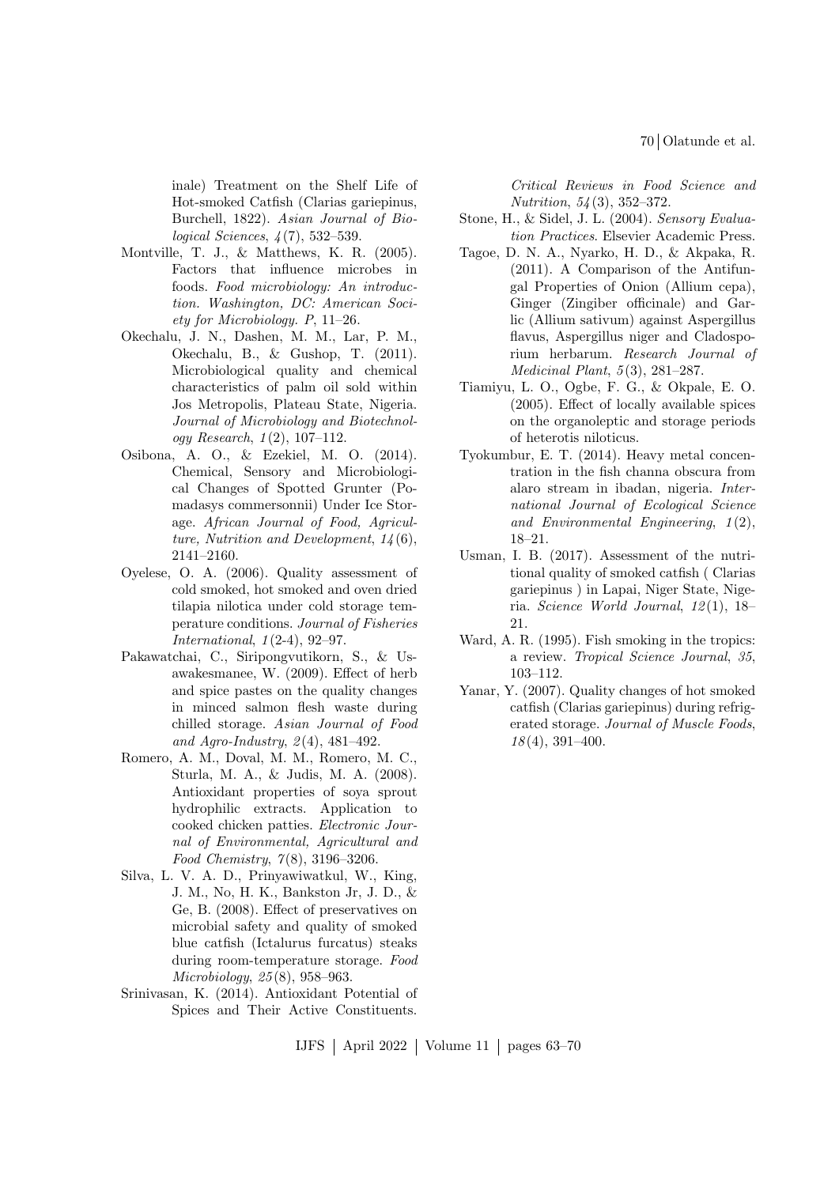inale) Treatment on the Shelf Life of Hot-smoked Catfish (Clarias gariepinus, Burchell, 1822). *Asian Journal of Biological Sciences*, *4*(7), 532–539.

Montville, T. J., & Matthews, K. R. (2005). Factors that influence microbes in foods. *Food microbiology: An introduction. Washington, DC: American Society for Microbiology. P*, 11–26.

Okechalu, J. N., Dashen, M. M., Lar, P. M., Okechalu, B., & Gushop, T. (2011). Microbiological quality and chemical characteristics of palm oil sold within Jos Metropolis, Plateau State, Nigeria. *Journal of Microbiology and Biotechnology Research*, *1*(2), 107–112.

Osibona, A. O., & Ezekiel, M. O. (2014). Chemical, Sensory and Microbiological Changes of Spotted Grunter (Pomadasys commersonnii) Under Ice Storage. *African Journal of Food, Agriculture, Nutrition and Development*, *14*(6), 2141–2160.

Oyelese, O. A. (2006). Quality assessment of cold smoked, hot smoked and oven dried tilapia nilotica under cold storage temperature conditions. *Journal of Fisheries International*, *1*(2-4), 92–97.

Pakawatchai, C., Siripongvutikorn, S., & Usawakesmanee, W. (2009). Effect of herb and spice pastes on the quality changes in minced salmon flesh waste during chilled storage. *Asian Journal of Food and Agro-Industry*, *2*(4), 481–492.

Romero, A. M., Doval, M. M., Romero, M. C., Sturla, M. A., & Judis, M. A. (2008). Antioxidant properties of soya sprout hydrophilic extracts. Application to cooked chicken patties. *Electronic Journal of Environmental, Agricultural and Food Chemistry*, *7*(8), 3196–3206.

Silva, L. V. A. D., Prinyawiwatkul, W., King, J. M., No, H. K., Bankston Jr, J. D., & Ge, B. (2008). Effect of preservatives on microbial safety and quality of smoked blue catfish (Ictalurus furcatus) steaks during room-temperature storage. *Food Microbiology*, *25*(8), 958–963.

Srinivasan, K. (2014). Antioxidant Potential of Spices and Their Active Constituents. *Critical Reviews in Food Science and Nutrition*, *54*(3), 352–372.

Stone, H., & Sidel, J. L. (2004). *Sensory Evaluation Practices*. Elsevier Academic Press.

Tagoe, D. N. A., Nyarko, H. D., & Akpaka, R. (2011). A Comparison of the Antifungal Properties of Onion (Allium cepa), Ginger (Zingiber officinale) and Garlic (Allium sativum) against Aspergillus flavus, Aspergillus niger and Cladosporium herbarum. *Research Journal of Medicinal Plant*, *5*(3), 281–287.

Tiamiyu, L. O., Ogbe, F. G., & Okpale, E. O. (2005). Effect of locally available spices on the organoleptic and storage periods of heterotis niloticus.

Tyokumbur, E. T. (2014). Heavy metal concentration in the fish channa obscura from alaro stream in ibadan, nigeria. *International Journal of Ecological Science and Environmental Engineering*, *1*(2), 18–21.

Usman, I. B. (2017). Assessment of the nutritional quality of smoked catfish ( Clarias gariepinus ) in Lapai, Niger State, Nigeria. *Science World Journal*, *12*(1), 18–21.

Ward, A. R. (1995). Fish smoking in the tropics: a review. *Tropical Science Journal*, *35*, 103–112.

Yanar, Y. (2007). Quality changes of hot smoked catfish (Clarias gariepinus) during refrigerated storage. *Journal of Muscle Foods*, *18*(4), 391–400.